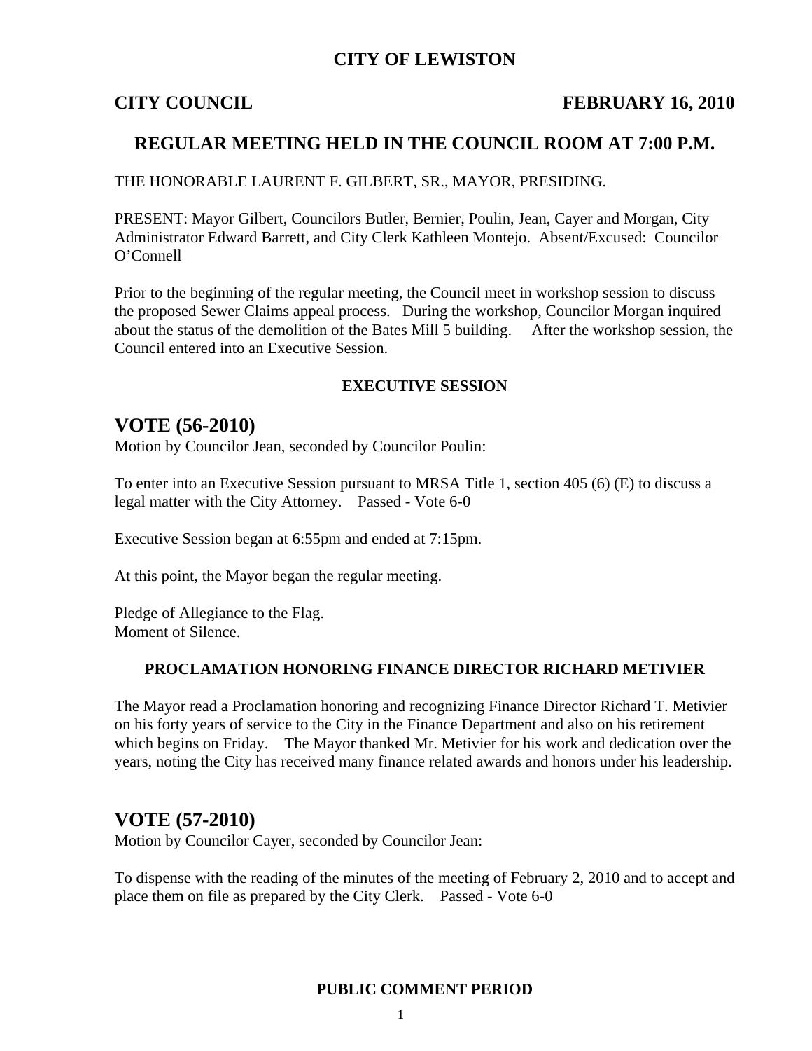# CITY OF LEWISTON

**CITY COUNCIL** **FEBRUARY 16, 2010**

## REGULAR MEETING HELD IN THE COUNCIL ROOM AT 7:00 P.M.

THE HONORABLE LAURENT F. GILBERT, SR., MAYOR, PRESIDING.

PRESENT: Mayor Gilbert, Councilors Butler, Bernier, Poulin, Jean, Cayer and Morgan, City Administrator Edward Barrett, and City Clerk Kathleen Montejo. Absent/Excused: Councilor O'Connell

Prior to the beginning of the regular meeting, the Council meet in workshop session to discuss the proposed Sewer Claims appeal process. During the workshop, Councilor Morgan inquired about the status of the demolition of the Bates Mill 5 building. After the workshop session, the Council entered into an Executive Session.

### EXECUTIVE SESSION

## VOTE (56-2010)

Motion by Councilor Jean, seconded by Councilor Poulin:

To enter into an Executive Session pursuant to MRSA Title 1, section 405 (6) (E) to discuss a legal matter with the City Attorney. Passed - Vote 6-0

Executive Session began at 6:55pm and ended at 7:15pm.

At this point, the Mayor began the regular meeting.

Pledge of Allegiance to the Flag.
Moment of Silence.

### PROCLAMATION HONORING FINANCE DIRECTOR RICHARD METIVIER

The Mayor read a Proclamation honoring and recognizing Finance Director Richard T. Metivier on his forty years of service to the City in the Finance Department and also on his retirement which begins on Friday. The Mayor thanked Mr. Metivier for his work and dedication over the years, noting the City has received many finance related awards and honors under his leadership.

## VOTE (57-2010)

Motion by Councilor Cayer, seconded by Councilor Jean:

To dispense with the reading of the minutes of the meeting of February 2, 2010 and to accept and place them on file as prepared by the City Clerk. Passed - Vote 6-0

### PUBLIC COMMENT PERIOD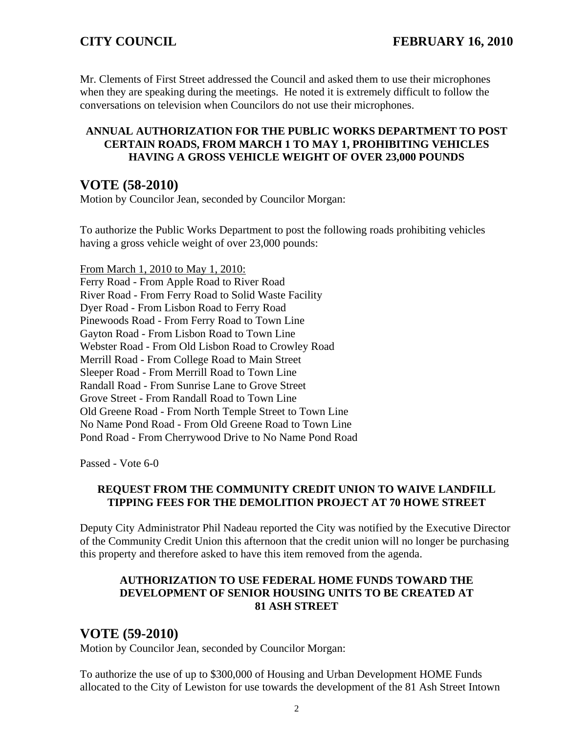Mr. Clements of First Street addressed the Council and asked them to use their microphones when they are speaking during the meetings. He noted it is extremely difficult to follow the conversations on television when Councilors do not use their microphones.

**ANNUAL AUTHORIZATION FOR THE PUBLIC WORKS DEPARTMENT TO POST CERTAIN ROADS, FROM MARCH 1 TO MAY 1, PROHIBITING VEHICLES HAVING A GROSS VEHICLE WEIGHT OF OVER 23,000 POUNDS**

## VOTE (58-2010)

Motion by Councilor Jean, seconded by Councilor Morgan:

To authorize the Public Works Department to post the following roads prohibiting vehicles having a gross vehicle weight of over 23,000 pounds:

From March 1, 2010 to May 1, 2010:
Ferry Road - From Apple Road to River Road
River Road - From Ferry Road to Solid Waste Facility
Dyer Road - From Lisbon Road to Ferry Road
Pinewoods Road - From Ferry Road to Town Line
Gayton Road - From Lisbon Road to Town Line
Webster Road - From Old Lisbon Road to Crowley Road
Merrill Road - From College Road to Main Street
Sleeper Road - From Merrill Road to Town Line
Randall Road - From Sunrise Lane to Grove Street
Grove Street - From Randall Road to Town Line
Old Greene Road - From North Temple Street to Town Line
No Name Pond Road - From Old Greene Road to Town Line
Pond Road - From Cherrywood Drive to No Name Pond Road

Passed - Vote 6-0

**REQUEST FROM THE COMMUNITY CREDIT UNION TO WAIVE LANDFILL TIPPING FEES FOR THE DEMOLITION PROJECT AT 70 HOWE STREET**

Deputy City Administrator Phil Nadeau reported the City was notified by the Executive Director of the Community Credit Union this afternoon that the credit union will no longer be purchasing this property and therefore asked to have this item removed from the agenda.

**AUTHORIZATION TO USE FEDERAL HOME FUNDS TOWARD THE DEVELOPMENT OF SENIOR HOUSING UNITS TO BE CREATED AT 81 ASH STREET**

## VOTE (59-2010)

Motion by Councilor Jean, seconded by Councilor Morgan:

To authorize the use of up to $300,000 of Housing and Urban Development HOME Funds allocated to the City of Lewiston for use towards the development of the 81 Ash Street Intown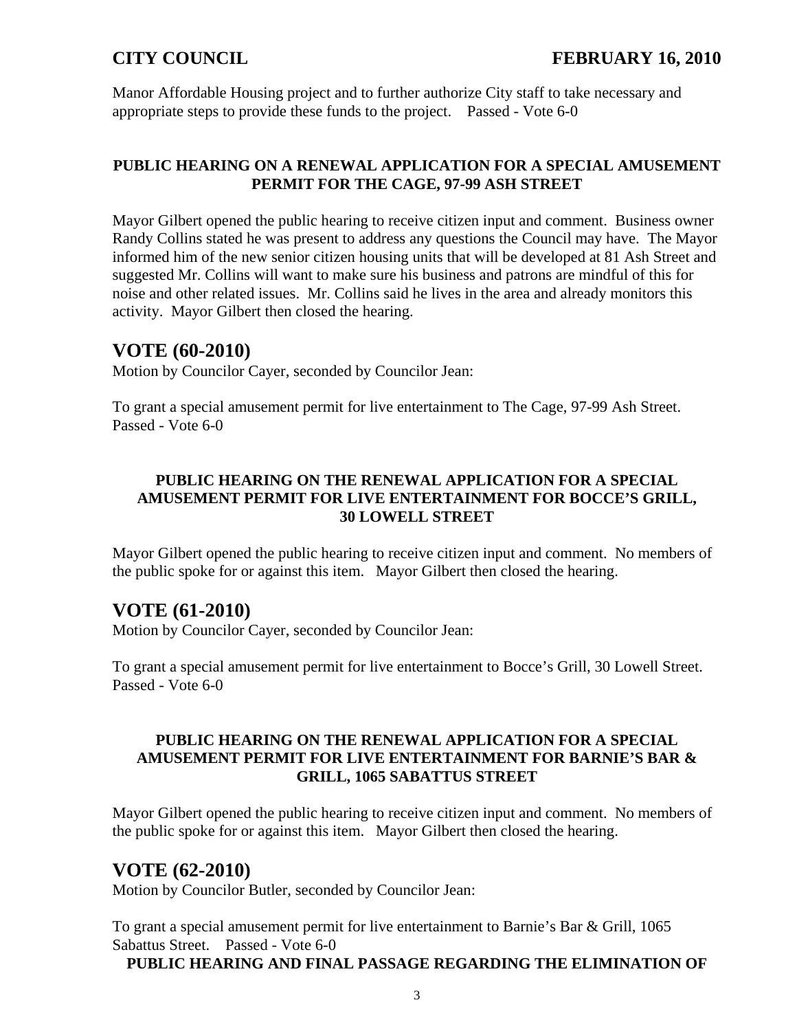Manor Affordable Housing project and to further authorize City staff to take necessary and appropriate steps to provide these funds to the project. Passed - Vote 6-0

**PUBLIC HEARING ON A RENEWAL APPLICATION FOR A SPECIAL AMUSEMENT PERMIT FOR THE CAGE, 97-99 ASH STREET**

Mayor Gilbert opened the public hearing to receive citizen input and comment. Business owner Randy Collins stated he was present to address any questions the Council may have. The Mayor informed him of the new senior citizen housing units that will be developed at 81 Ash Street and suggested Mr. Collins will want to make sure his business and patrons are mindful of this for noise and other related issues. Mr. Collins said he lives in the area and already monitors this activity. Mayor Gilbert then closed the hearing.

## VOTE (60-2010)

Motion by Councilor Cayer, seconded by Councilor Jean:

To grant a special amusement permit for live entertainment to The Cage, 97-99 Ash Street. Passed - Vote 6-0

**PUBLIC HEARING ON THE RENEWAL APPLICATION FOR A SPECIAL AMUSEMENT PERMIT FOR LIVE ENTERTAINMENT FOR BOCCE'S GRILL, 30 LOWELL STREET**

Mayor Gilbert opened the public hearing to receive citizen input and comment. No members of the public spoke for or against this item. Mayor Gilbert then closed the hearing.

## VOTE (61-2010)

Motion by Councilor Cayer, seconded by Councilor Jean:

To grant a special amusement permit for live entertainment to Bocce's Grill, 30 Lowell Street. Passed - Vote 6-0

**PUBLIC HEARING ON THE RENEWAL APPLICATION FOR A SPECIAL AMUSEMENT PERMIT FOR LIVE ENTERTAINMENT FOR BARNIE'S BAR & GRILL, 1065 SABATTUS STREET**

Mayor Gilbert opened the public hearing to receive citizen input and comment. No members of the public spoke for or against this item. Mayor Gilbert then closed the hearing.

## VOTE (62-2010)

Motion by Councilor Butler, seconded by Councilor Jean:

To grant a special amusement permit for live entertainment to Barnie's Bar & Grill, 1065 Sabattus Street. Passed - Vote 6-0

**PUBLIC HEARING AND FINAL PASSAGE REGARDING THE ELIMINATION OF**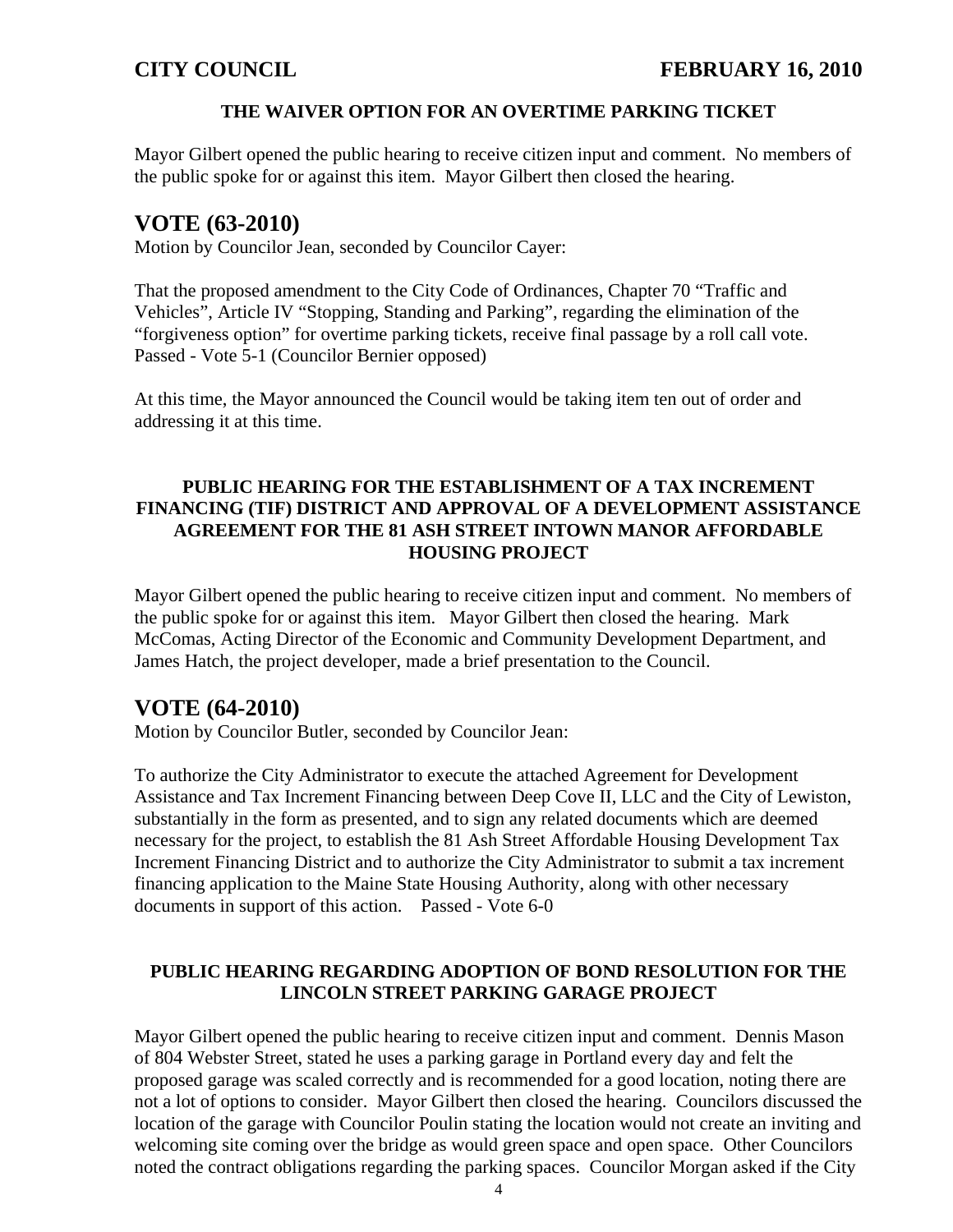**THE WAIVER OPTION FOR AN OVERTIME PARKING TICKET**

Mayor Gilbert opened the public hearing to receive citizen input and comment. No members of the public spoke for or against this item. Mayor Gilbert then closed the hearing.

## VOTE (63-2010)

Motion by Councilor Jean, seconded by Councilor Cayer:

That the proposed amendment to the City Code of Ordinances, Chapter 70 "Traffic and Vehicles", Article IV "Stopping, Standing and Parking", regarding the elimination of the "forgiveness option" for overtime parking tickets, receive final passage by a roll call vote. Passed - Vote 5-1 (Councilor Bernier opposed)

At this time, the Mayor announced the Council would be taking item ten out of order and addressing it at this time.

**PUBLIC HEARING FOR THE ESTABLISHMENT OF A TAX INCREMENT FINANCING (TIF) DISTRICT AND APPROVAL OF A DEVELOPMENT ASSISTANCE AGREEMENT FOR THE 81 ASH STREET INTOWN MANOR AFFORDABLE HOUSING PROJECT**

Mayor Gilbert opened the public hearing to receive citizen input and comment. No members of the public spoke for or against this item. Mayor Gilbert then closed the hearing. Mark McComas, Acting Director of the Economic and Community Development Department, and James Hatch, the project developer, made a brief presentation to the Council.

## VOTE (64-2010)

Motion by Councilor Butler, seconded by Councilor Jean:

To authorize the City Administrator to execute the attached Agreement for Development Assistance and Tax Increment Financing between Deep Cove II, LLC and the City of Lewiston, substantially in the form as presented, and to sign any related documents which are deemed necessary for the project, to establish the 81 Ash Street Affordable Housing Development Tax Increment Financing District and to authorize the City Administrator to submit a tax increment financing application to the Maine State Housing Authority, along with other necessary documents in support of this action. Passed - Vote 6-0

**PUBLIC HEARING REGARDING ADOPTION OF BOND RESOLUTION FOR THE LINCOLN STREET PARKING GARAGE PROJECT**

Mayor Gilbert opened the public hearing to receive citizen input and comment. Dennis Mason of 804 Webster Street, stated he uses a parking garage in Portland every day and felt the proposed garage was scaled correctly and is recommended for a good location, noting there are not a lot of options to consider. Mayor Gilbert then closed the hearing. Councilors discussed the location of the garage with Councilor Poulin stating the location would not create an inviting and welcoming site coming over the bridge as would green space and open space. Other Councilors noted the contract obligations regarding the parking spaces. Councilor Morgan asked if the City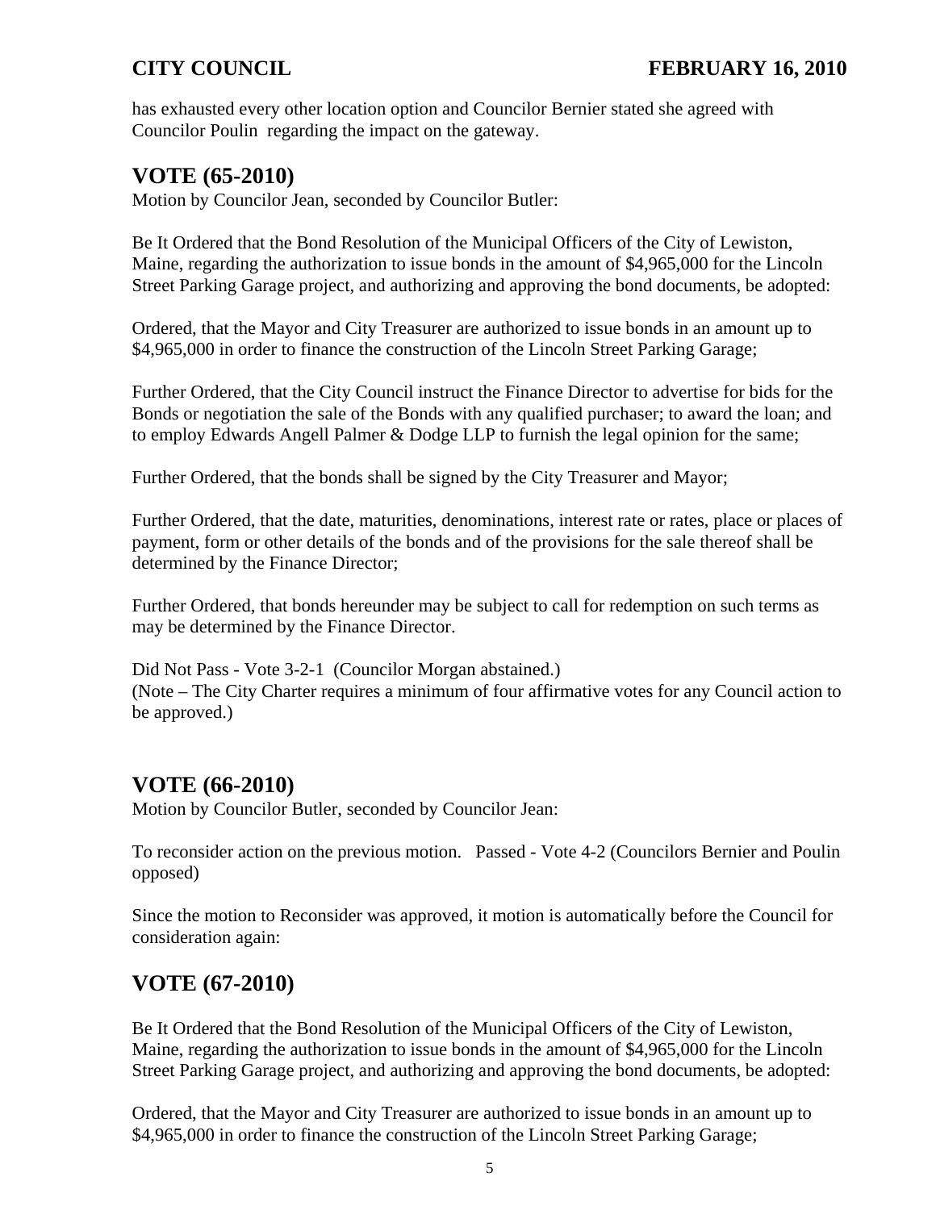has exhausted every other location option and Councilor Bernier stated she agreed with Councilor Poulin regarding the impact on the gateway.

## VOTE (65-2010)

Motion by Councilor Jean, seconded by Councilor Butler:

Be It Ordered that the Bond Resolution of the Municipal Officers of the City of Lewiston, Maine, regarding the authorization to issue bonds in the amount of $4,965,000 for the Lincoln Street Parking Garage project, and authorizing and approving the bond documents, be adopted:

Ordered, that the Mayor and City Treasurer are authorized to issue bonds in an amount up to $4,965,000 in order to finance the construction of the Lincoln Street Parking Garage;

Further Ordered, that the City Council instruct the Finance Director to advertise for bids for the Bonds or negotiation the sale of the Bonds with any qualified purchaser; to award the loan; and to employ Edwards Angell Palmer & Dodge LLP to furnish the legal opinion for the same;

Further Ordered, that the bonds shall be signed by the City Treasurer and Mayor;

Further Ordered, that the date, maturities, denominations, interest rate or rates, place or places of payment, form or other details of the bonds and of the provisions for the sale thereof shall be determined by the Finance Director;

Further Ordered, that bonds hereunder may be subject to call for redemption on such terms as may be determined by the Finance Director.

Did Not Pass - Vote 3-2-1 (Councilor Morgan abstained.)
(Note – The City Charter requires a minimum of four affirmative votes for any Council action to be approved.)

## VOTE (66-2010)

Motion by Councilor Butler, seconded by Councilor Jean:

To reconsider action on the previous motion. Passed - Vote 4-2 (Councilors Bernier and Poulin opposed)

Since the motion to Reconsider was approved, it motion is automatically before the Council for consideration again:

## VOTE (67-2010)

Be It Ordered that the Bond Resolution of the Municipal Officers of the City of Lewiston, Maine, regarding the authorization to issue bonds in the amount of $4,965,000 for the Lincoln Street Parking Garage project, and authorizing and approving the bond documents, be adopted:

Ordered, that the Mayor and City Treasurer are authorized to issue bonds in an amount up to $4,965,000 in order to finance the construction of the Lincoln Street Parking Garage;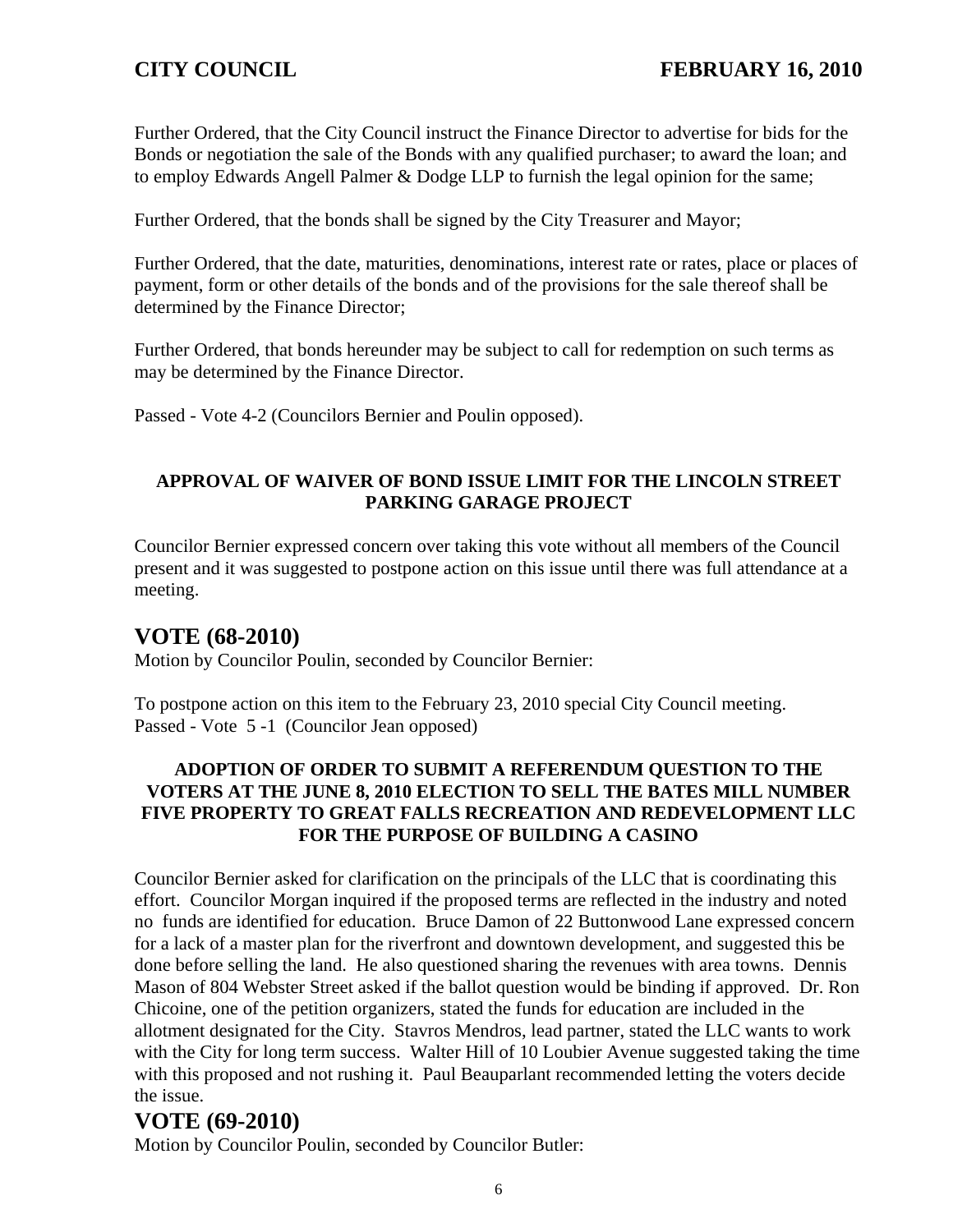Further Ordered, that the City Council instruct the Finance Director to advertise for bids for the Bonds or negotiation the sale of the Bonds with any qualified purchaser; to award the loan; and to employ Edwards Angell Palmer & Dodge LLP to furnish the legal opinion for the same;

Further Ordered, that the bonds shall be signed by the City Treasurer and Mayor;

Further Ordered, that the date, maturities, denominations, interest rate or rates, place or places of payment, form or other details of the bonds and of the provisions for the sale thereof shall be determined by the Finance Director;

Further Ordered, that bonds hereunder may be subject to call for redemption on such terms as may be determined by the Finance Director.

Passed - Vote 4-2 (Councilors Bernier and Poulin opposed).

**APPROVAL OF WAIVER OF BOND ISSUE LIMIT FOR THE LINCOLN STREET PARKING GARAGE PROJECT**

Councilor Bernier expressed concern over taking this vote without all members of the Council present and it was suggested to postpone action on this issue until there was full attendance at a meeting.

## VOTE (68-2010)

Motion by Councilor Poulin, seconded by Councilor Bernier:

To postpone action on this item to the February 23, 2010 special City Council meeting.
Passed - Vote 5 -1 (Councilor Jean opposed)

**ADOPTION OF ORDER TO SUBMIT A REFERENDUM QUESTION TO THE VOTERS AT THE JUNE 8, 2010 ELECTION TO SELL THE BATES MILL NUMBER FIVE PROPERTY TO GREAT FALLS RECREATION AND REDEVELOPMENT LLC FOR THE PURPOSE OF BUILDING A CASINO**

Councilor Bernier asked for clarification on the principals of the LLC that is coordinating this effort. Councilor Morgan inquired if the proposed terms are reflected in the industry and noted no funds are identified for education. Bruce Damon of 22 Buttonwood Lane expressed concern for a lack of a master plan for the riverfront and downtown development, and suggested this be done before selling the land. He also questioned sharing the revenues with area towns. Dennis Mason of 804 Webster Street asked if the ballot question would be binding if approved. Dr. Ron Chicoine, one of the petition organizers, stated the funds for education are included in the allotment designated for the City. Stavros Mendros, lead partner, stated the LLC wants to work with the City for long term success. Walter Hill of 10 Loubier Avenue suggested taking the time with this proposed and not rushing it. Paul Beauparlant recommended letting the voters decide the issue.

## VOTE (69-2010)

Motion by Councilor Poulin, seconded by Councilor Butler: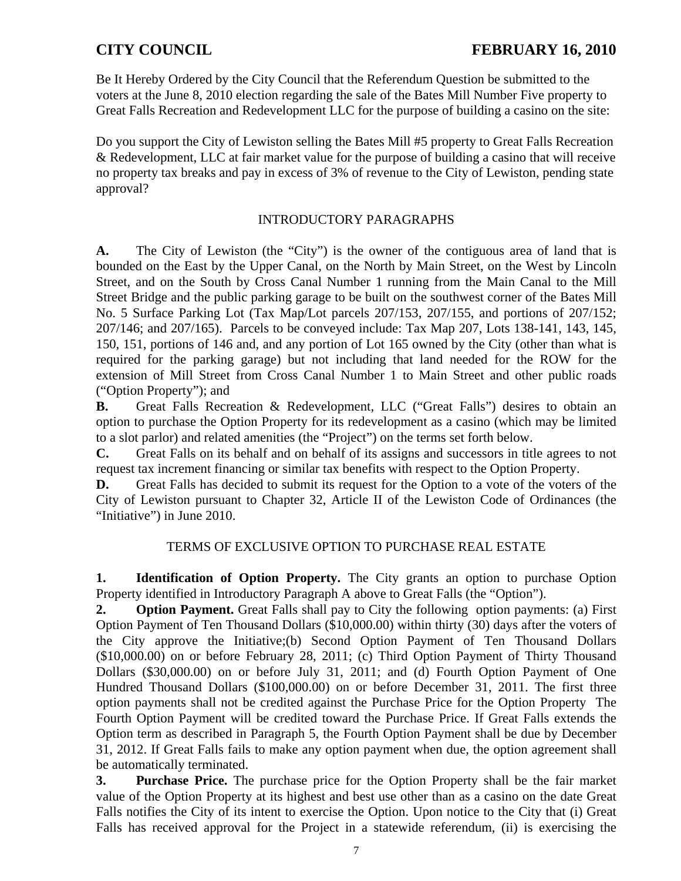Be It Hereby Ordered by the City Council that the Referendum Question be submitted to the voters at the June 8, 2010 election regarding the sale of the Bates Mill Number Five property to Great Falls Recreation and Redevelopment LLC for the purpose of building a casino on the site:

Do you support the City of Lewiston selling the Bates Mill #5 property to Great Falls Recreation & Redevelopment, LLC at fair market value for the purpose of building a casino that will receive no property tax breaks and pay in excess of 3% of revenue to the City of Lewiston, pending state approval?

## INTRODUCTORY PARAGRAPHS

**A.** The City of Lewiston (the "City") is the owner of the contiguous area of land that is bounded on the East by the Upper Canal, on the North by Main Street, on the West by Lincoln Street, and on the South by Cross Canal Number 1 running from the Main Canal to the Mill Street Bridge and the public parking garage to be built on the southwest corner of the Bates Mill No. 5 Surface Parking Lot (Tax Map/Lot parcels 207/153, 207/155, and portions of 207/152; 207/146; and 207/165). Parcels to be conveyed include: Tax Map 207, Lots 138-141, 143, 145, 150, 151, portions of 146 and, and any portion of Lot 165 owned by the City (other than what is required for the parking garage) but not including that land needed for the ROW for the extension of Mill Street from Cross Canal Number 1 to Main Street and other public roads ("Option Property"); and

**B.** Great Falls Recreation & Redevelopment, LLC ("Great Falls") desires to obtain an option to purchase the Option Property for its redevelopment as a casino (which may be limited to a slot parlor) and related amenities (the "Project") on the terms set forth below.

**C.** Great Falls on its behalf and on behalf of its assigns and successors in title agrees to not request tax increment financing or similar tax benefits with respect to the Option Property.

**D.** Great Falls has decided to submit its request for the Option to a vote of the voters of the City of Lewiston pursuant to Chapter 32, Article II of the Lewiston Code of Ordinances (the "Initiative") in June 2010.

## TERMS OF EXCLUSIVE OPTION TO PURCHASE REAL ESTATE

**1. Identification of Option Property.** The City grants an option to purchase Option Property identified in Introductory Paragraph A above to Great Falls (the "Option").

**2. Option Payment.** Great Falls shall pay to City the following option payments: (a) First Option Payment of Ten Thousand Dollars ($10,000.00) within thirty (30) days after the voters of the City approve the Initiative;(b) Second Option Payment of Ten Thousand Dollars ($10,000.00) on or before February 28, 2011; (c) Third Option Payment of Thirty Thousand Dollars ($30,000.00) on or before July 31, 2011; and (d) Fourth Option Payment of One Hundred Thousand Dollars ($100,000.00) on or before December 31, 2011. The first three option payments shall not be credited against the Purchase Price for the Option Property The Fourth Option Payment will be credited toward the Purchase Price. If Great Falls extends the Option term as described in Paragraph 5, the Fourth Option Payment shall be due by December 31, 2012. If Great Falls fails to make any option payment when due, the option agreement shall be automatically terminated.

**3. Purchase Price.** The purchase price for the Option Property shall be the fair market value of the Option Property at its highest and best use other than as a casino on the date Great Falls notifies the City of its intent to exercise the Option. Upon notice to the City that (i) Great Falls has received approval for the Project in a statewide referendum, (ii) is exercising the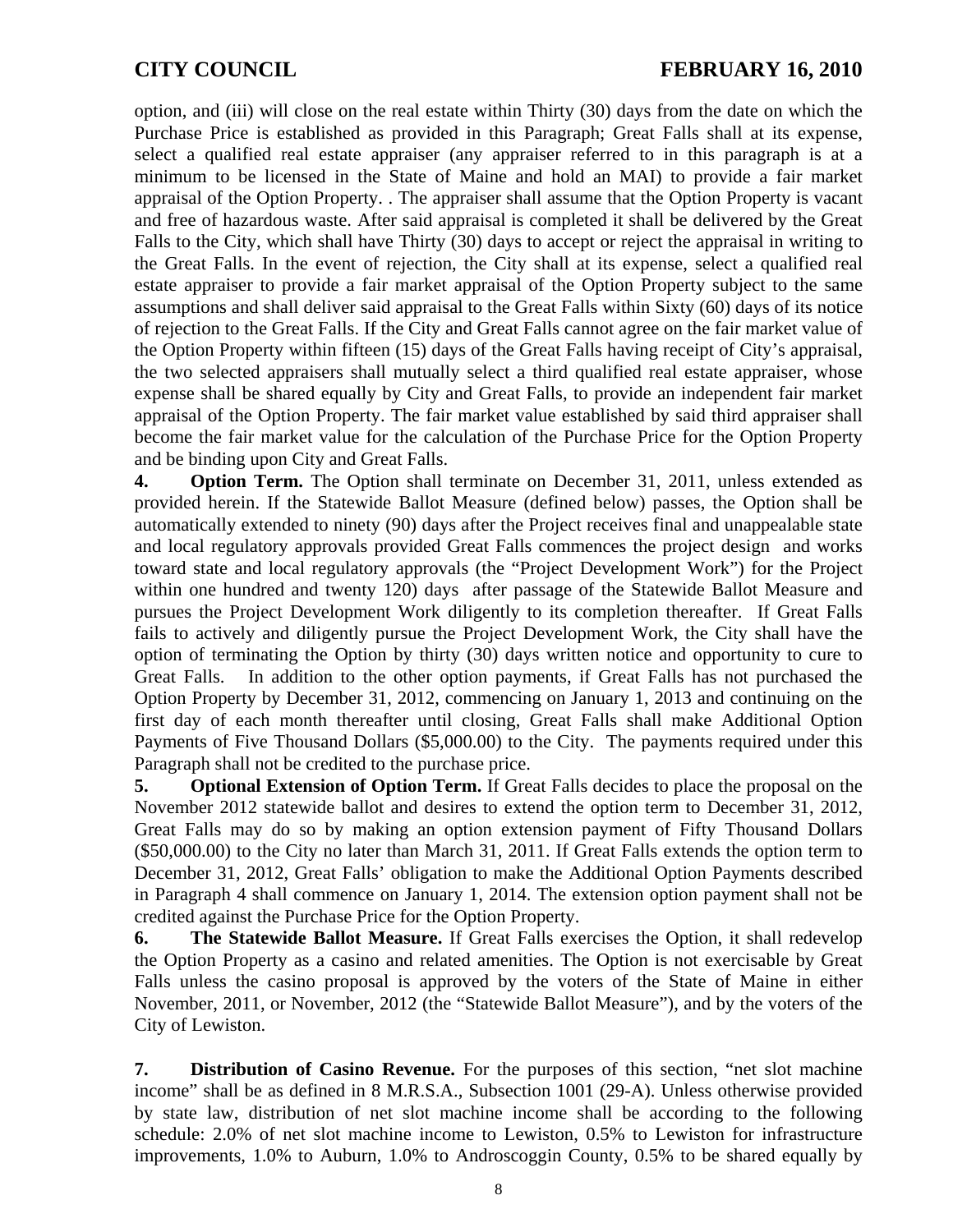option, and (iii) will close on the real estate within Thirty (30) days from the date on which the Purchase Price is established as provided in this Paragraph; Great Falls shall at its expense, select a qualified real estate appraiser (any appraiser referred to in this paragraph is at a minimum to be licensed in the State of Maine and hold an MAI) to provide a fair market appraisal of the Option Property. . The appraiser shall assume that the Option Property is vacant and free of hazardous waste. After said appraisal is completed it shall be delivered by the Great Falls to the City, which shall have Thirty (30) days to accept or reject the appraisal in writing to the Great Falls. In the event of rejection, the City shall at its expense, select a qualified real estate appraiser to provide a fair market appraisal of the Option Property subject to the same assumptions and shall deliver said appraisal to the Great Falls within Sixty (60) days of its notice of rejection to the Great Falls. If the City and Great Falls cannot agree on the fair market value of the Option Property within fifteen (15) days of the Great Falls having receipt of City's appraisal, the two selected appraisers shall mutually select a third qualified real estate appraiser, whose expense shall be shared equally by City and Great Falls, to provide an independent fair market appraisal of the Option Property. The fair market value established by said third appraiser shall become the fair market value for the calculation of the Purchase Price for the Option Property and be binding upon City and Great Falls.

**4. Option Term.** The Option shall terminate on December 31, 2011, unless extended as provided herein. If the Statewide Ballot Measure (defined below) passes, the Option shall be automatically extended to ninety (90) days after the Project receives final and unappealable state and local regulatory approvals provided Great Falls commences the project design and works toward state and local regulatory approvals (the "Project Development Work") for the Project within one hundred and twenty 120) days after passage of the Statewide Ballot Measure and pursues the Project Development Work diligently to its completion thereafter. If Great Falls fails to actively and diligently pursue the Project Development Work, the City shall have the option of terminating the Option by thirty (30) days written notice and opportunity to cure to Great Falls. In addition to the other option payments, if Great Falls has not purchased the Option Property by December 31, 2012, commencing on January 1, 2013 and continuing on the first day of each month thereafter until closing, Great Falls shall make Additional Option Payments of Five Thousand Dollars ($5,000.00) to the City. The payments required under this Paragraph shall not be credited to the purchase price.

**5. Optional Extension of Option Term.** If Great Falls decides to place the proposal on the November 2012 statewide ballot and desires to extend the option term to December 31, 2012, Great Falls may do so by making an option extension payment of Fifty Thousand Dollars ($50,000.00) to the City no later than March 31, 2011. If Great Falls extends the option term to December 31, 2012, Great Falls' obligation to make the Additional Option Payments described in Paragraph 4 shall commence on January 1, 2014. The extension option payment shall not be credited against the Purchase Price for the Option Property.

**6. The Statewide Ballot Measure.** If Great Falls exercises the Option, it shall redevelop the Option Property as a casino and related amenities. The Option is not exercisable by Great Falls unless the casino proposal is approved by the voters of the State of Maine in either November, 2011, or November, 2012 (the "Statewide Ballot Measure"), and by the voters of the City of Lewiston.

**7. Distribution of Casino Revenue.** For the purposes of this section, "net slot machine income" shall be as defined in 8 M.R.S.A., Subsection 1001 (29-A). Unless otherwise provided by state law, distribution of net slot machine income shall be according to the following schedule: 2.0% of net slot machine income to Lewiston, 0.5% to Lewiston for infrastructure improvements, 1.0% to Auburn, 1.0% to Androscoggin County, 0.5% to be shared equally by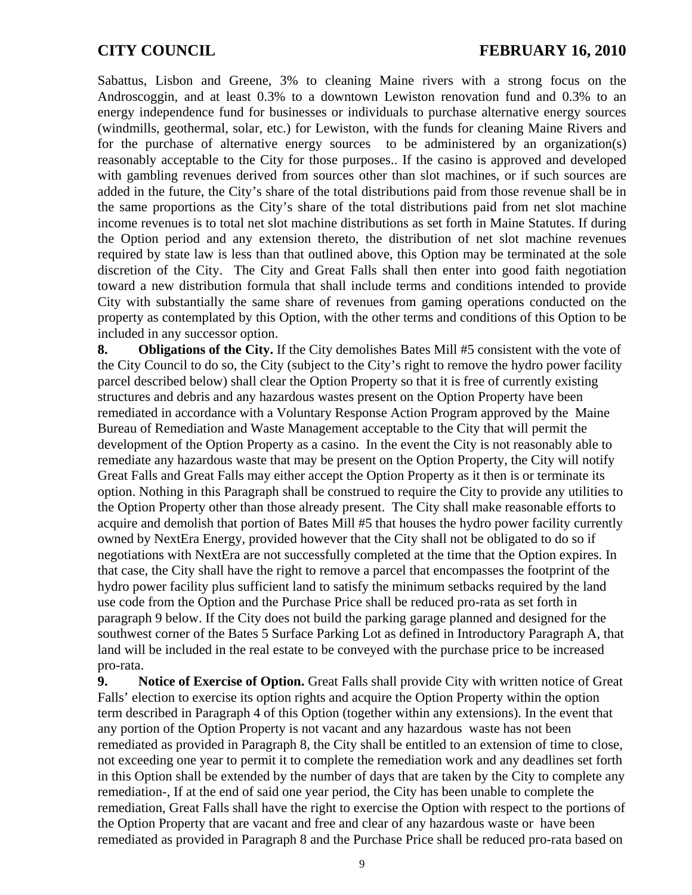Sabattus, Lisbon and Greene, 3% to cleaning Maine rivers with a strong focus on the Androscoggin, and at least 0.3% to a downtown Lewiston renovation fund and 0.3% to an energy independence fund for businesses or individuals to purchase alternative energy sources (windmills, geothermal, solar, etc.) for Lewiston, with the funds for cleaning Maine Rivers and for the purchase of alternative energy sources to be administered by an organization(s) reasonably acceptable to the City for those purposes.. If the casino is approved and developed with gambling revenues derived from sources other than slot machines, or if such sources are added in the future, the City's share of the total distributions paid from those revenue shall be in the same proportions as the City's share of the total distributions paid from net slot machine income revenues is to total net slot machine distributions as set forth in Maine Statutes. If during the Option period and any extension thereto, the distribution of net slot machine revenues required by state law is less than that outlined above, this Option may be terminated at the sole discretion of the City. The City and Great Falls shall then enter into good faith negotiation toward a new distribution formula that shall include terms and conditions intended to provide City with substantially the same share of revenues from gaming operations conducted on the property as contemplated by this Option, with the other terms and conditions of this Option to be included in any successor option.

**8. Obligations of the City.** If the City demolishes Bates Mill #5 consistent with the vote of the City Council to do so, the City (subject to the City's right to remove the hydro power facility parcel described below) shall clear the Option Property so that it is free of currently existing structures and debris and any hazardous wastes present on the Option Property have been remediated in accordance with a Voluntary Response Action Program approved by the Maine Bureau of Remediation and Waste Management acceptable to the City that will permit the development of the Option Property as a casino. In the event the City is not reasonably able to remediate any hazardous waste that may be present on the Option Property, the City will notify Great Falls and Great Falls may either accept the Option Property as it then is or terminate its option. Nothing in this Paragraph shall be construed to require the City to provide any utilities to the Option Property other than those already present. The City shall make reasonable efforts to acquire and demolish that portion of Bates Mill #5 that houses the hydro power facility currently owned by NextEra Energy, provided however that the City shall not be obligated to do so if negotiations with NextEra are not successfully completed at the time that the Option expires. In that case, the City shall have the right to remove a parcel that encompasses the footprint of the hydro power facility plus sufficient land to satisfy the minimum setbacks required by the land use code from the Option and the Purchase Price shall be reduced pro-rata as set forth in paragraph 9 below. If the City does not build the parking garage planned and designed for the southwest corner of the Bates 5 Surface Parking Lot as defined in Introductory Paragraph A, that land will be included in the real estate to be conveyed with the purchase price to be increased pro-rata.

**9. Notice of Exercise of Option.** Great Falls shall provide City with written notice of Great Falls' election to exercise its option rights and acquire the Option Property within the option term described in Paragraph 4 of this Option (together within any extensions). In the event that any portion of the Option Property is not vacant and any hazardous waste has not been remediated as provided in Paragraph 8, the City shall be entitled to an extension of time to close, not exceeding one year to permit it to complete the remediation work and any deadlines set forth in this Option shall be extended by the number of days that are taken by the City to complete any remediation-, If at the end of said one year period, the City has been unable to complete the remediation, Great Falls shall have the right to exercise the Option with respect to the portions of the Option Property that are vacant and free and clear of any hazardous waste or have been remediated as provided in Paragraph 8 and the Purchase Price shall be reduced pro-rata based on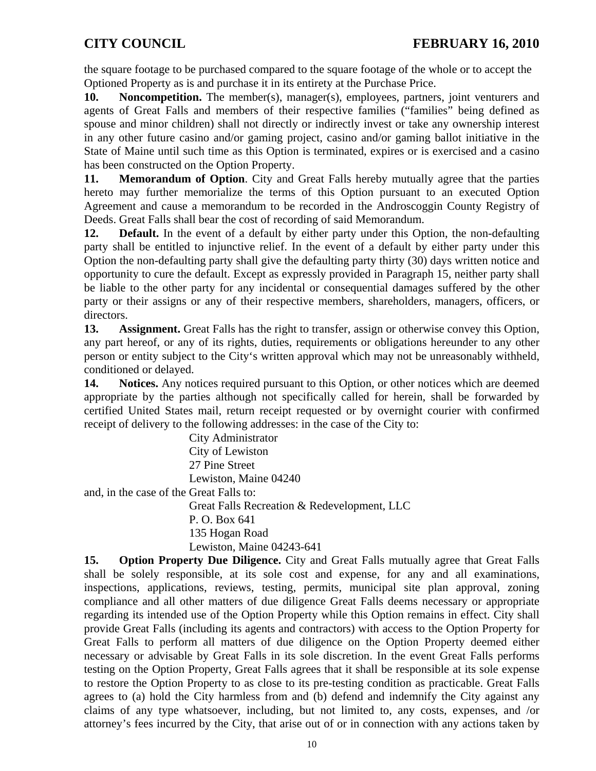the square footage to be purchased compared to the square footage of the whole or to accept the Optioned Property as is and purchase it in its entirety at the Purchase Price.

**10. Noncompetition.** The member(s), manager(s), employees, partners, joint venturers and agents of Great Falls and members of their respective families ("families" being defined as spouse and minor children) shall not directly or indirectly invest or take any ownership interest in any other future casino and/or gaming project, casino and/or gaming ballot initiative in the State of Maine until such time as this Option is terminated, expires or is exercised and a casino has been constructed on the Option Property.

**11. Memorandum of Option**. City and Great Falls hereby mutually agree that the parties hereto may further memorialize the terms of this Option pursuant to an executed Option Agreement and cause a memorandum to be recorded in the Androscoggin County Registry of Deeds. Great Falls shall bear the cost of recording of said Memorandum.

**12. Default.** In the event of a default by either party under this Option, the non-defaulting party shall be entitled to injunctive relief. In the event of a default by either party under this Option the non-defaulting party shall give the defaulting party thirty (30) days written notice and opportunity to cure the default. Except as expressly provided in Paragraph 15, neither party shall be liable to the other party for any incidental or consequential damages suffered by the other party or their assigns or any of their respective members, shareholders, managers, officers, or directors.

**13. Assignment.** Great Falls has the right to transfer, assign or otherwise convey this Option, any part hereof, or any of its rights, duties, requirements or obligations hereunder to any other person or entity subject to the City's written approval which may not be unreasonably withheld, conditioned or delayed.

**14. Notices.** Any notices required pursuant to this Option, or other notices which are deemed appropriate by the parties although not specifically called for herein, shall be forwarded by certified United States mail, return receipt requested or by overnight courier with confirmed receipt of delivery to the following addresses: in the case of the City to:

City Administrator
City of Lewiston
27 Pine Street
Lewiston, Maine 04240

and, in the case of the Great Falls to:

Great Falls Recreation & Redevelopment, LLC
P. O. Box 641
135 Hogan Road
Lewiston, Maine 04243-641

**15. Option Property Due Diligence.** City and Great Falls mutually agree that Great Falls shall be solely responsible, at its sole cost and expense, for any and all examinations, inspections, applications, reviews, testing, permits, municipal site plan approval, zoning compliance and all other matters of due diligence Great Falls deems necessary or appropriate regarding its intended use of the Option Property while this Option remains in effect. City shall provide Great Falls (including its agents and contractors) with access to the Option Property for Great Falls to perform all matters of due diligence on the Option Property deemed either necessary or advisable by Great Falls in its sole discretion. In the event Great Falls performs testing on the Option Property, Great Falls agrees that it shall be responsible at its sole expense to restore the Option Property to as close to its pre-testing condition as practicable. Great Falls agrees to (a) hold the City harmless from and (b) defend and indemnify the City against any claims of any type whatsoever, including, but not limited to, any costs, expenses, and /or attorney's fees incurred by the City, that arise out of or in connection with any actions taken by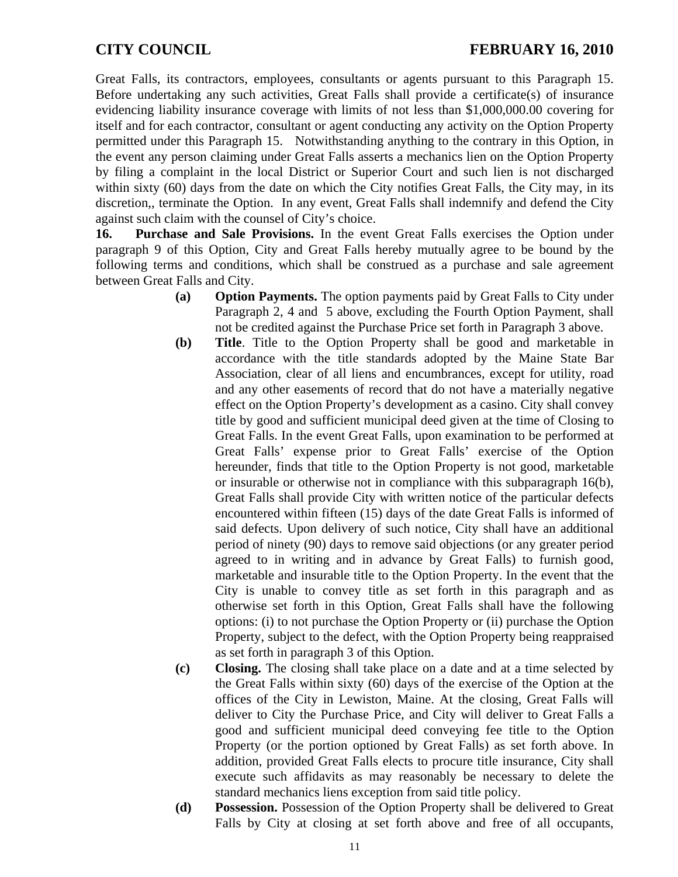Great Falls, its contractors, employees, consultants or agents pursuant to this Paragraph 15. Before undertaking any such activities, Great Falls shall provide a certificate(s) of insurance evidencing liability insurance coverage with limits of not less than $1,000,000.00 covering for itself and for each contractor, consultant or agent conducting any activity on the Option Property permitted under this Paragraph 15. Notwithstanding anything to the contrary in this Option, in the event any person claiming under Great Falls asserts a mechanics lien on the Option Property by filing a complaint in the local District or Superior Court and such lien is not discharged within sixty (60) days from the date on which the City notifies Great Falls, the City may, in its discretion,, terminate the Option. In any event, Great Falls shall indemnify and defend the City against such claim with the counsel of City's choice.

**16. Purchase and Sale Provisions.** In the event Great Falls exercises the Option under paragraph 9 of this Option, City and Great Falls hereby mutually agree to be bound by the following terms and conditions, which shall be construed as a purchase and sale agreement between Great Falls and City.

**(a) Option Payments.** The option payments paid by Great Falls to City under Paragraph 2, 4 and 5 above, excluding the Fourth Option Payment, shall not be credited against the Purchase Price set forth in Paragraph 3 above.

**(b) Title**. Title to the Option Property shall be good and marketable in accordance with the title standards adopted by the Maine State Bar Association, clear of all liens and encumbrances, except for utility, road and any other easements of record that do not have a materially negative effect on the Option Property's development as a casino. City shall convey title by good and sufficient municipal deed given at the time of Closing to Great Falls. In the event Great Falls, upon examination to be performed at Great Falls' expense prior to Great Falls' exercise of the Option hereunder, finds that title to the Option Property is not good, marketable or insurable or otherwise not in compliance with this subparagraph 16(b), Great Falls shall provide City with written notice of the particular defects encountered within fifteen (15) days of the date Great Falls is informed of said defects. Upon delivery of such notice, City shall have an additional period of ninety (90) days to remove said objections (or any greater period agreed to in writing and in advance by Great Falls) to furnish good, marketable and insurable title to the Option Property. In the event that the City is unable to convey title as set forth in this paragraph and as otherwise set forth in this Option, Great Falls shall have the following options: (i) to not purchase the Option Property or (ii) purchase the Option Property, subject to the defect, with the Option Property being reappraised as set forth in paragraph 3 of this Option.

**(c) Closing.** The closing shall take place on a date and at a time selected by the Great Falls within sixty (60) days of the exercise of the Option at the offices of the City in Lewiston, Maine. At the closing, Great Falls will deliver to City the Purchase Price, and City will deliver to Great Falls a good and sufficient municipal deed conveying fee title to the Option Property (or the portion optioned by Great Falls) as set forth above. In addition, provided Great Falls elects to procure title insurance, City shall execute such affidavits as may reasonably be necessary to delete the standard mechanics liens exception from said title policy.

**(d) Possession.** Possession of the Option Property shall be delivered to Great Falls by City at closing at set forth above and free of all occupants,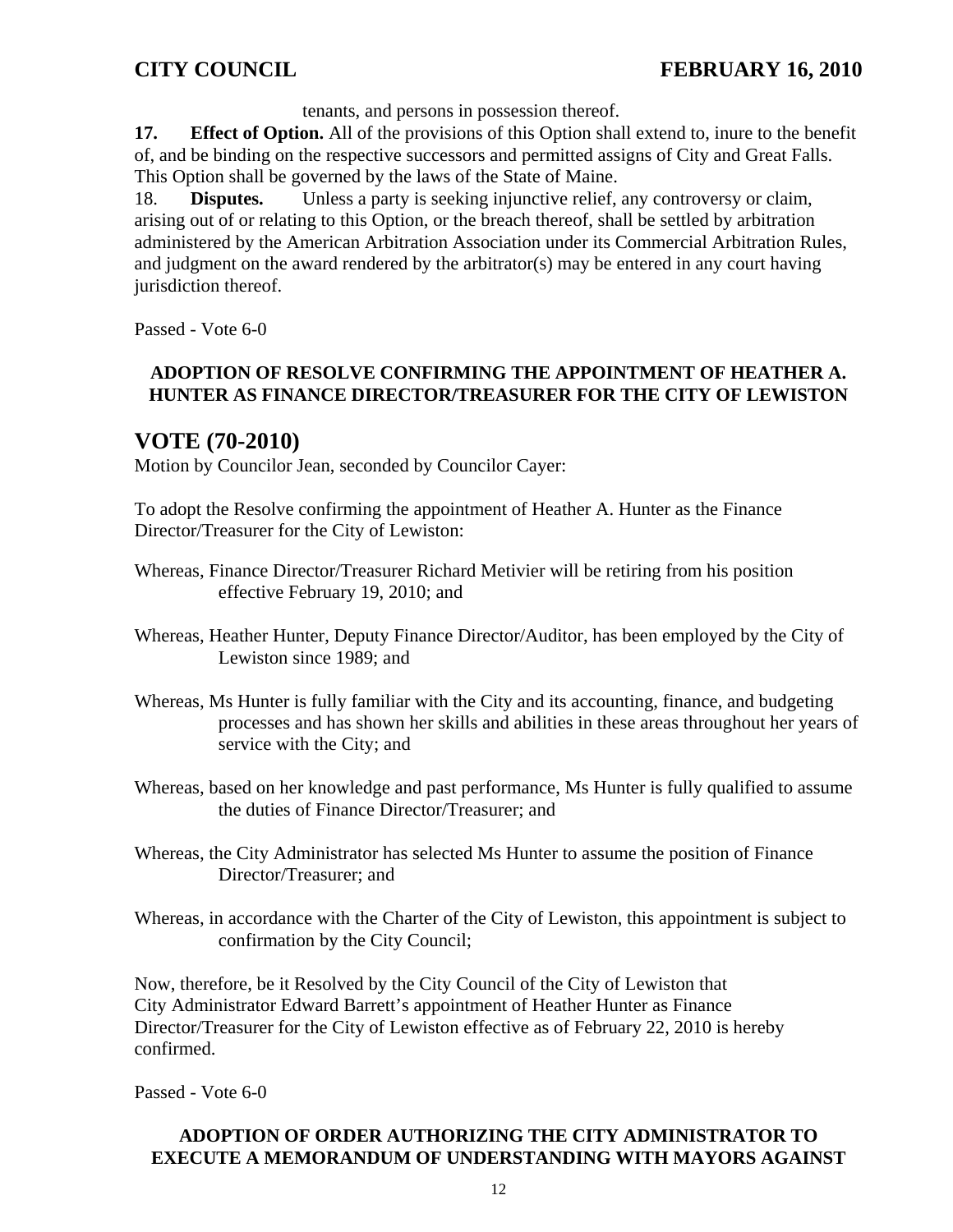tenants, and persons in possession thereof.

**17. Effect of Option.** All of the provisions of this Option shall extend to, inure to the benefit of, and be binding on the respective successors and permitted assigns of City and Great Falls. This Option shall be governed by the laws of the State of Maine.

18. **Disputes.** Unless a party is seeking injunctive relief, any controversy or claim, arising out of or relating to this Option, or the breach thereof, shall be settled by arbitration administered by the American Arbitration Association under its Commercial Arbitration Rules, and judgment on the award rendered by the arbitrator(s) may be entered in any court having jurisdiction thereof.

Passed - Vote 6-0

**ADOPTION OF RESOLVE CONFIRMING THE APPOINTMENT OF HEATHER A. HUNTER AS FINANCE DIRECTOR/TREASURER FOR THE CITY OF LEWISTON**

## VOTE (70-2010)

Motion by Councilor Jean, seconded by Councilor Cayer:

To adopt the Resolve confirming the appointment of Heather A. Hunter as the Finance Director/Treasurer for the City of Lewiston:

Whereas, Finance Director/Treasurer Richard Metivier will be retiring from his position effective February 19, 2010; and

Whereas, Heather Hunter, Deputy Finance Director/Auditor, has been employed by the City of Lewiston since 1989; and

Whereas, Ms Hunter is fully familiar with the City and its accounting, finance, and budgeting processes and has shown her skills and abilities in these areas throughout her years of service with the City; and

Whereas, based on her knowledge and past performance, Ms Hunter is fully qualified to assume the duties of Finance Director/Treasurer; and

Whereas, the City Administrator has selected Ms Hunter to assume the position of Finance Director/Treasurer; and

Whereas, in accordance with the Charter of the City of Lewiston, this appointment is subject to confirmation by the City Council;

Now, therefore, be it Resolved by the City Council of the City of Lewiston that City Administrator Edward Barrett's appointment of Heather Hunter as Finance Director/Treasurer for the City of Lewiston effective as of February 22, 2010 is hereby confirmed.

Passed - Vote 6-0

**ADOPTION OF ORDER AUTHORIZING THE CITY ADMINISTRATOR TO EXECUTE A MEMORANDUM OF UNDERSTANDING WITH MAYORS AGAINST**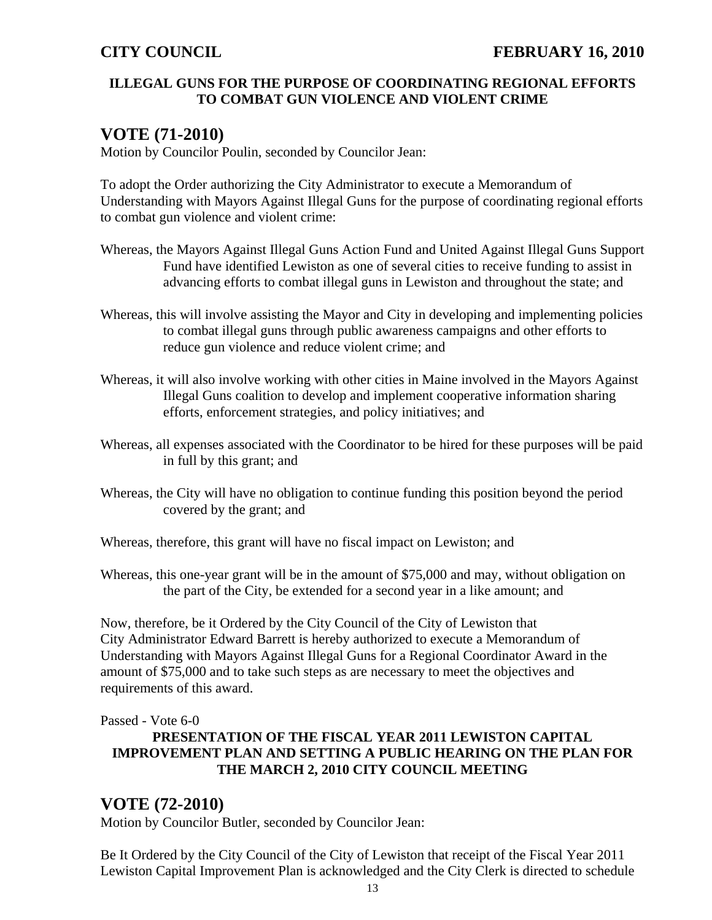**ILLEGAL GUNS FOR THE PURPOSE OF COORDINATING REGIONAL EFFORTS TO COMBAT GUN VIOLENCE AND VIOLENT CRIME**

## VOTE (71-2010)

Motion by Councilor Poulin, seconded by Councilor Jean:

To adopt the Order authorizing the City Administrator to execute a Memorandum of Understanding with Mayors Against Illegal Guns for the purpose of coordinating regional efforts to combat gun violence and violent crime:

Whereas, the Mayors Against Illegal Guns Action Fund and United Against Illegal Guns Support Fund have identified Lewiston as one of several cities to receive funding to assist in advancing efforts to combat illegal guns in Lewiston and throughout the state; and

Whereas, this will involve assisting the Mayor and City in developing and implementing policies to combat illegal guns through public awareness campaigns and other efforts to reduce gun violence and reduce violent crime; and

Whereas, it will also involve working with other cities in Maine involved in the Mayors Against Illegal Guns coalition to develop and implement cooperative information sharing efforts, enforcement strategies, and policy initiatives; and

Whereas, all expenses associated with the Coordinator to be hired for these purposes will be paid in full by this grant; and

Whereas, the City will have no obligation to continue funding this position beyond the period covered by the grant; and

Whereas, therefore, this grant will have no fiscal impact on Lewiston; and

Whereas, this one-year grant will be in the amount of $75,000 and may, without obligation on the part of the City, be extended for a second year in a like amount; and

Now, therefore, be it Ordered by the City Council of the City of Lewiston that City Administrator Edward Barrett is hereby authorized to execute a Memorandum of Understanding with Mayors Against Illegal Guns for a Regional Coordinator Award in the amount of $75,000 and to take such steps as are necessary to meet the objectives and requirements of this award.

Passed - Vote 6-0

**PRESENTATION OF THE FISCAL YEAR 2011 LEWISTON CAPITAL IMPROVEMENT PLAN AND SETTING A PUBLIC HEARING ON THE PLAN FOR THE MARCH 2, 2010 CITY COUNCIL MEETING**

## VOTE (72-2010)

Motion by Councilor Butler, seconded by Councilor Jean:

Be It Ordered by the City Council of the City of Lewiston that receipt of the Fiscal Year 2011 Lewiston Capital Improvement Plan is acknowledged and the City Clerk is directed to schedule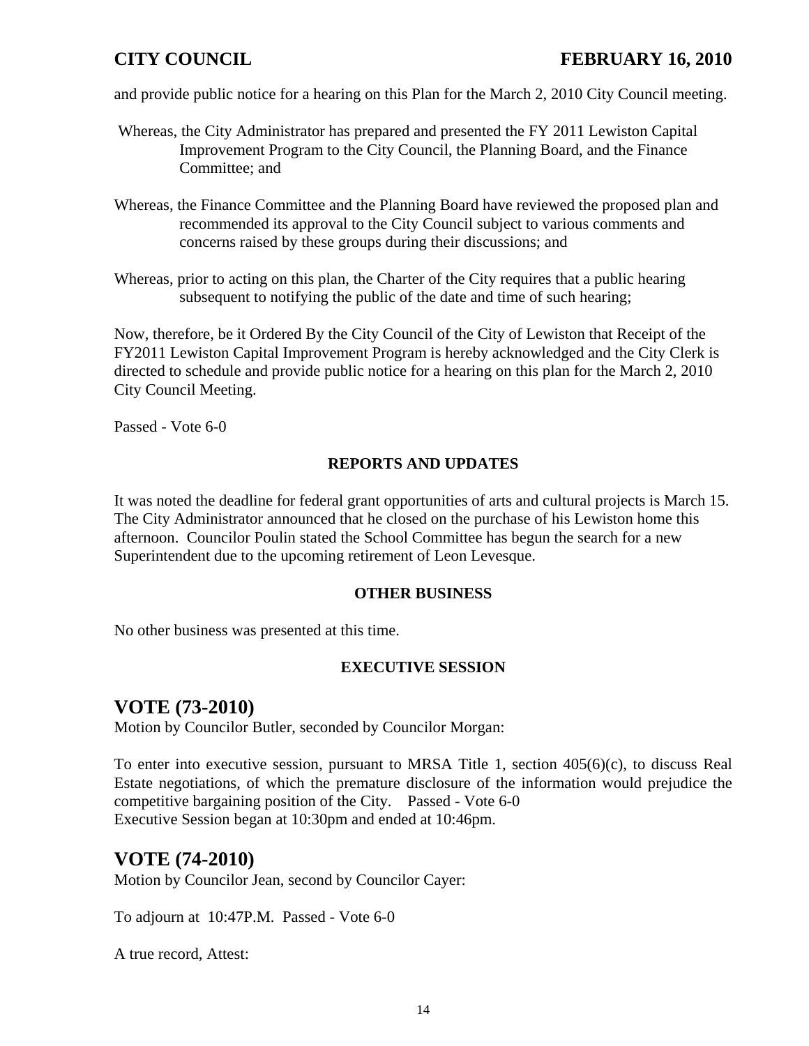and provide public notice for a hearing on this Plan for the March 2, 2010 City Council meeting.

Whereas, the City Administrator has prepared and presented the FY 2011 Lewiston Capital Improvement Program to the City Council, the Planning Board, and the Finance Committee; and

Whereas, the Finance Committee and the Planning Board have reviewed the proposed plan and recommended its approval to the City Council subject to various comments and concerns raised by these groups during their discussions; and

Whereas, prior to acting on this plan, the Charter of the City requires that a public hearing subsequent to notifying the public of the date and time of such hearing;

Now, therefore, be it Ordered By the City Council of the City of Lewiston that Receipt of the FY2011 Lewiston Capital Improvement Program is hereby acknowledged and the City Clerk is directed to schedule and provide public notice for a hearing on this plan for the March 2, 2010 City Council Meeting.

Passed - Vote 6-0

**REPORTS AND UPDATES**

It was noted the deadline for federal grant opportunities of arts and cultural projects is March 15. The City Administrator announced that he closed on the purchase of his Lewiston home this afternoon. Councilor Poulin stated the School Committee has begun the search for a new Superintendent due to the upcoming retirement of Leon Levesque.

**OTHER BUSINESS**

No other business was presented at this time.

**EXECUTIVE SESSION**

## VOTE (73-2010)

Motion by Councilor Butler, seconded by Councilor Morgan:

To enter into executive session, pursuant to MRSA Title 1, section 405(6)(c), to discuss Real Estate negotiations, of which the premature disclosure of the information would prejudice the competitive bargaining position of the City. Passed - Vote 6-0
Executive Session began at 10:30pm and ended at 10:46pm.

## VOTE (74-2010)

Motion by Councilor Jean, second by Councilor Cayer:

To adjourn at 10:47P.M. Passed - Vote 6-0

A true record, Attest: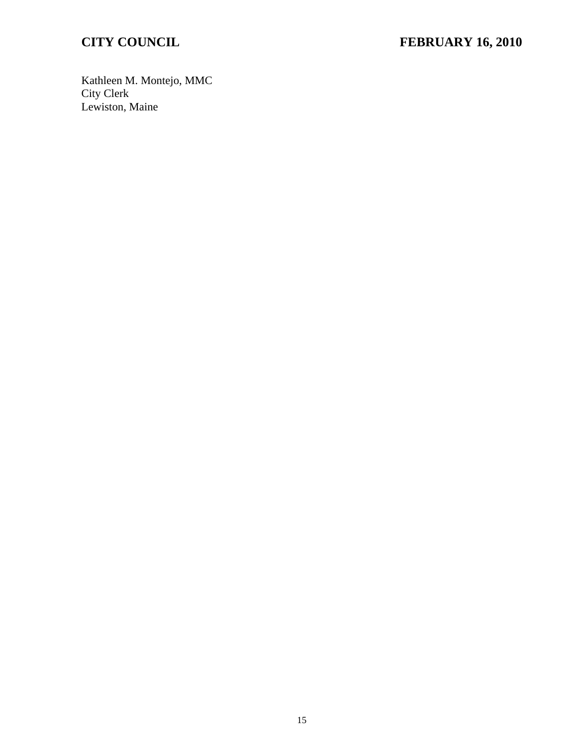Kathleen M. Montejo, MMC
City Clerk
Lewiston, Maine